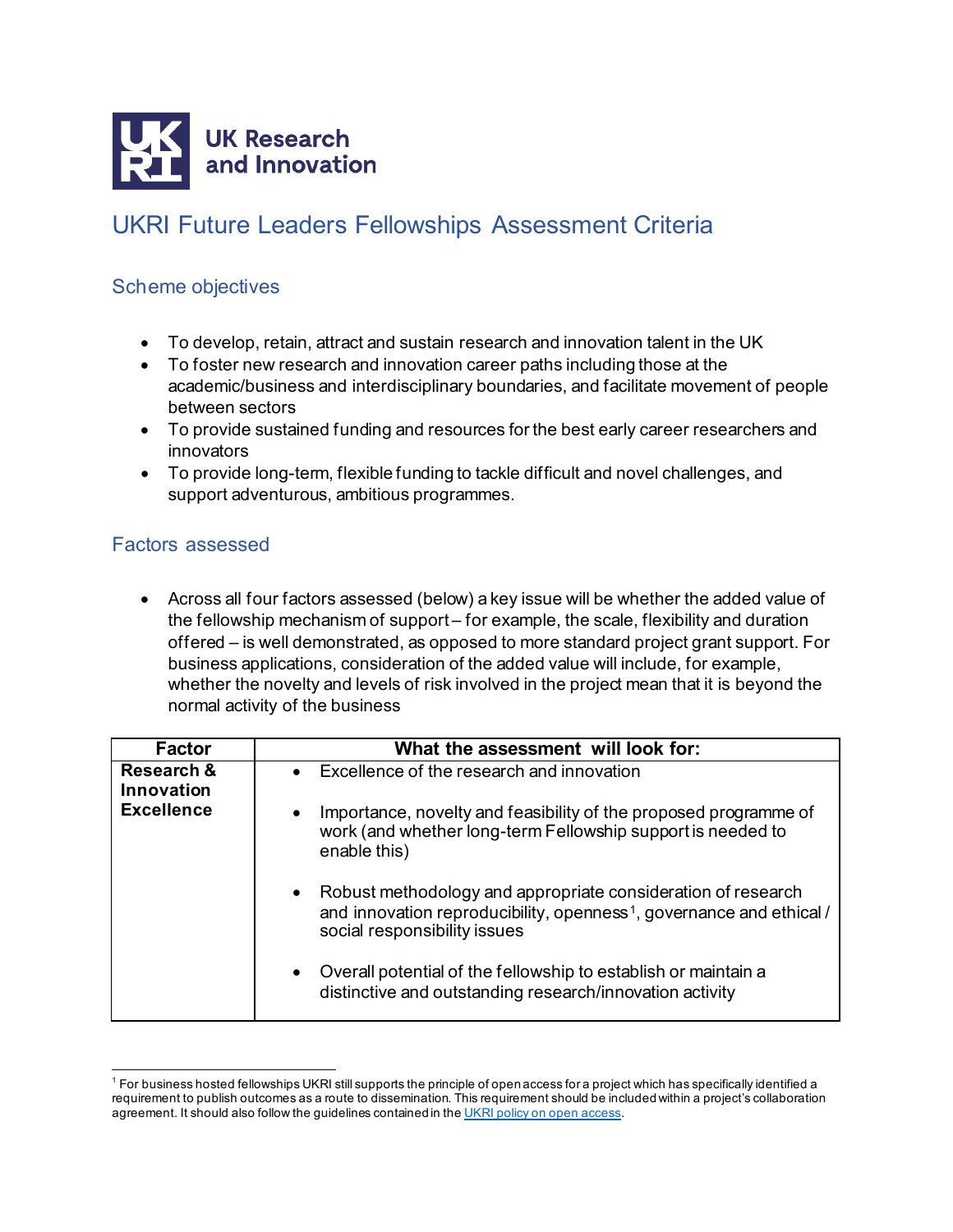UK Research and Innovation

# UKRI Future Leaders Fellowships Assessment Criteria

## Scheme objectives

- To develop, retain, attract and sustain research and innovation talent in the UK
- To foster new research and innovation career paths including those at the academic/business and interdisciplinary boundaries, and facilitate movement of people between sectors
- To provide sustained funding and resources for the best early career researchers and innovators
- To provide long-term, flexible funding to tackle difficult and novel challenges, and support adventurous, ambitious programmes.

## Factors assessed

- Across all four factors assessed (below) a key issue will be whether the added value of the fellowship mechanism of support – for example, the scale, flexibility and duration offered – is well demonstrated, as opposed to more standard project grant support. For business applications, consideration of the added value will include, for example, whether the novelty and levels of risk involved in the project mean that it is beyond the normal activity of the business

| Factor | What the assessment will look for: |
|---|---|
| **Research & Innovation Excellence** | • Excellence of the research and innovation<br><br>• Importance, novelty and feasibility of the proposed programme of work (and whether long-term Fellowship support is needed to enable this)<br><br>• Robust methodology and appropriate consideration of research and innovation reproducibility, openness[1], governance and ethical / social responsibility issues<br><br>• Overall potential of the fellowship to establish or maintain a distinctive and outstanding research/innovation activity |

[1] For business hosted fellowships UKRI still supports the principle of open access for a project which has specifically identified a requirement to publish outcomes as a route to dissemination. This requirement should be included within a project's collaboration agreement. It should also follow the guidelines contained in the UKRI policy on open access.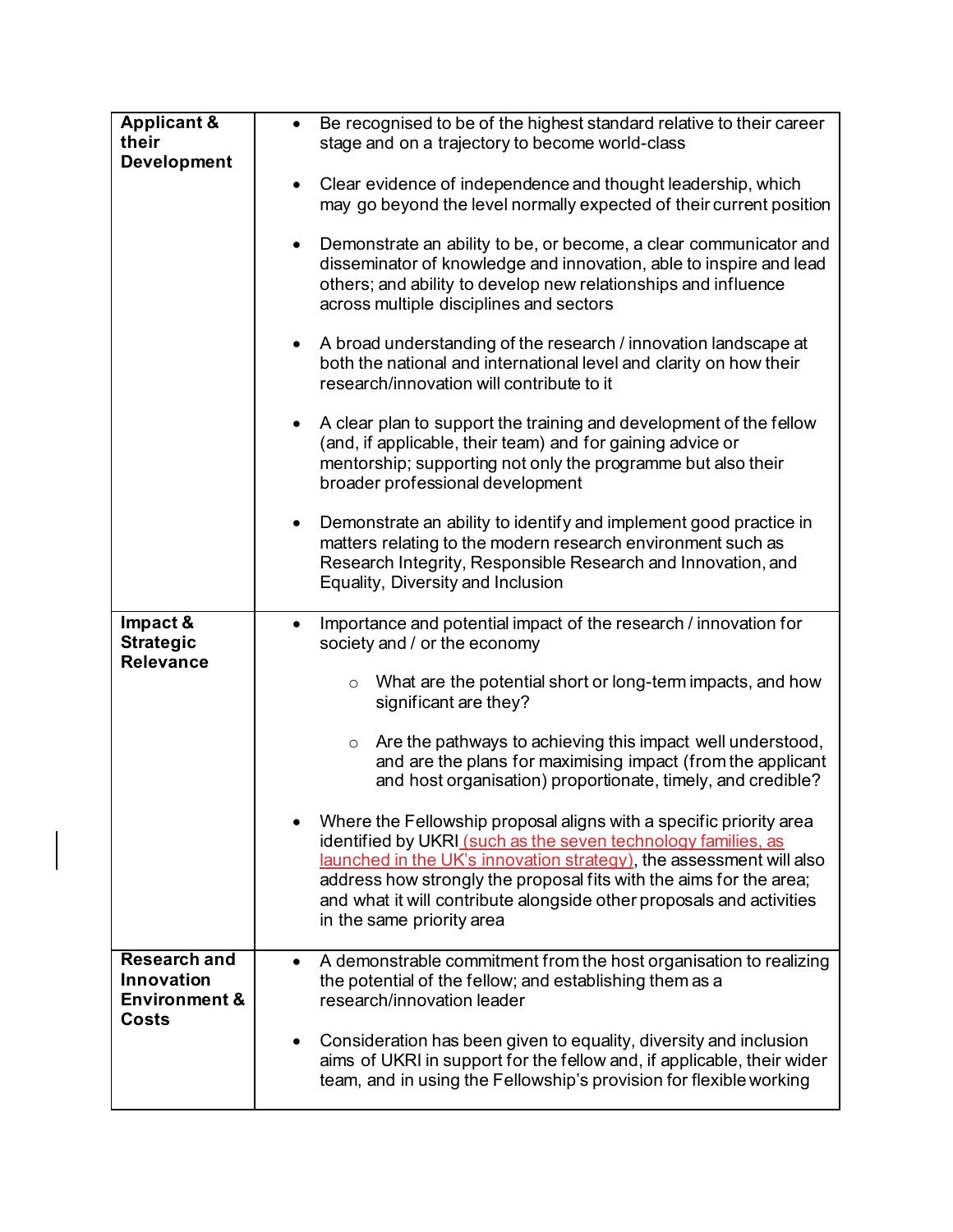| | |
|---|---|
| **Applicant & their Development** | • Be recognised to be of the highest standard relative to their career stage and on a trajectory to become world-class<br><br>• Clear evidence of independence and thought leadership, which may go beyond the level normally expected of their current position<br><br>• Demonstrate an ability to be, or become, a clear communicator and disseminator of knowledge and innovation, able to inspire and lead others; and ability to develop new relationships and influence across multiple disciplines and sectors<br><br>• A broad understanding of the research / innovation landscape at both the national and international level and clarity on how their research/innovation will contribute to it<br><br>• A clear plan to support the training and development of the fellow (and, if applicable, their team) and for gaining advice or mentorship; supporting not only the programme but also their broader professional development<br><br>• Demonstrate an ability to identify and implement good practice in matters relating to the modern research environment such as Research Integrity, Responsible Research and Innovation, and Equality, Diversity and Inclusion |
| **Impact & Strategic Relevance** | • Importance and potential impact of the research / innovation for society and / or the economy<br><br>  ○ What are the potential short or long-term impacts, and how significant are they?<br><br>  ○ Are the pathways to achieving this impact well understood, and are the plans for maximising impact (from the applicant and host organisation) proportionate, timely, and credible?<br><br>• Where the Fellowship proposal aligns with a specific priority area identified by UKRI (such as the seven technology families, as launched in the UK's innovation strategy), the assessment will also address how strongly the proposal fits with the aims for the area; and what it will contribute alongside other proposals and activities in the same priority area |
| **Research and Innovation Environment & Costs** | • A demonstrable commitment from the host organisation to realizing the potential of the fellow; and establishing them as a research/innovation leader<br><br>• Consideration has been given to equality, diversity and inclusion aims of UKRI in support for the fellow and, if applicable, their wider team, and in using the Fellowship's provision for flexible working |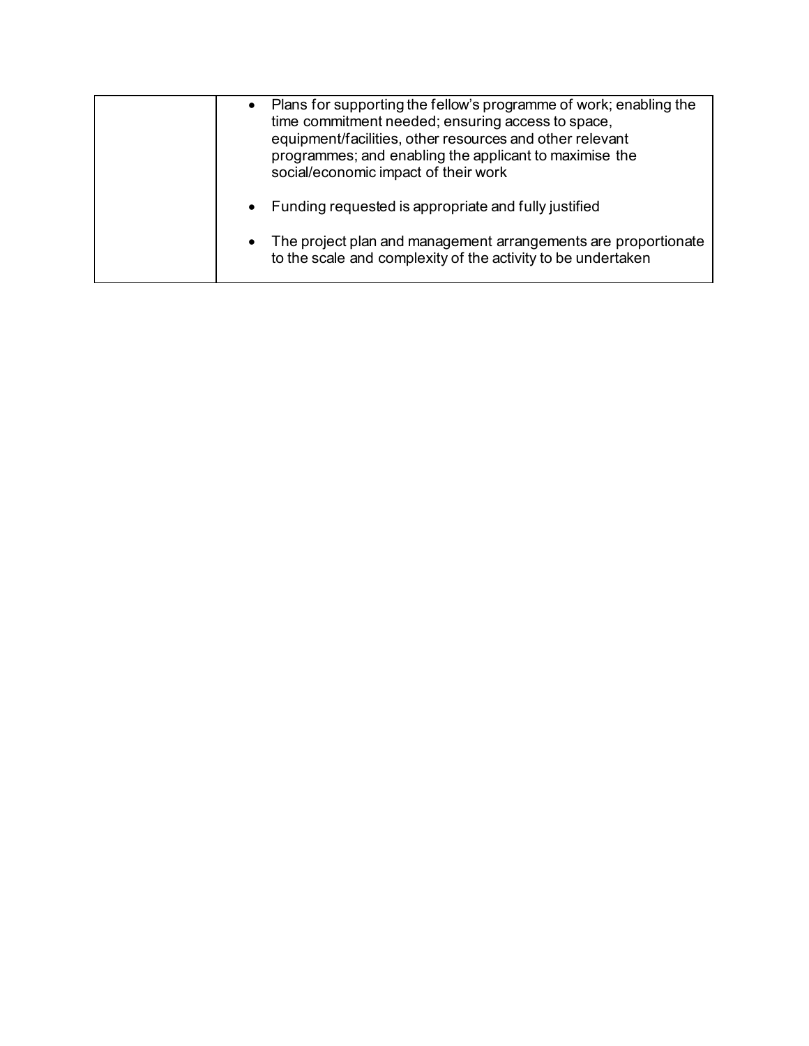| | |
|---|---|
| | • Plans for supporting the fellow's programme of work; enabling the time commitment needed; ensuring access to space, equipment/facilities, other resources and other relevant programmes; and enabling the applicant to maximise the social/economic impact of their work<br><br>• Funding requested is appropriate and fully justified<br><br>• The project plan and management arrangements are proportionate to the scale and complexity of the activity to be undertaken |